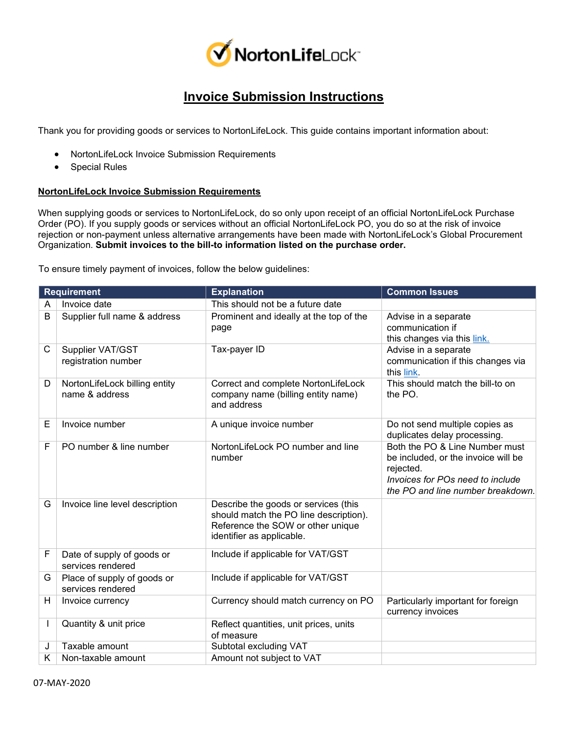# Invoice Submission Instructions

Thank you for providing goods or services to NortonLifeLock. This guide contains important information about:

- NortonLifeLock Invoice Submission Requirements
- Special Rules

## NortonLifeLock Invoice Submission Requirements

When supplying goods or services to NortonLifeLock, do so only upon receipt of an official NortonLifeLock Purchase Order (PO). If you supply goods or services without an official NortonLifeLock PO, you do so at the risk of invoice rejection or non-payment unless alternative arrangements have been made with NortonLifeLock's Global Procurement Organization. **Submit invoices to the bill-to information listed on the purchase order.**

To ensure timely payment of invoices, follow the below guidelines:

| Requirement | | Explanation | Common Issues |
|---|---|---|---|
| A | Invoice date | This should not be a future date | |
| B | Supplier full name & address | Prominent and ideally at the top of the page | Advise in a separate communication if this changes via this link. |
| C | Supplier VAT/GST registration number | Tax-payer ID | Advise in a separate communication if this changes via this link. |
| D | NortonLifeLock billing entity name & address | Correct and complete NortonLifeLock company name (billing entity name) and address | This should match the bill-to on the PO. |
| E | Invoice number | A unique invoice number | Do not send multiple copies as duplicates delay processing. |
| F | PO number & line number | NortonLifeLock PO number and line number | Both the PO & Line Number must be included, or the invoice will be rejected. *Invoices for POs need to include the PO and line number breakdown.* |
| G | Invoice line level description | Describe the goods or services (this should match the PO line description). Reference the SOW or other unique identifier as applicable. | |
| F | Date of supply of goods or services rendered | Include if applicable for VAT/GST | |
| G | Place of supply of goods or services rendered | Include if applicable for VAT/GST | |
| H | Invoice currency | Currency should match currency on PO | Particularly important for foreign currency invoices |
| I | Quantity & unit price | Reflect quantities, unit prices, units of measure | |
| J | Taxable amount | Subtotal excluding VAT | |
| K | Non-taxable amount | Amount not subject to VAT | |

07-MAY-2020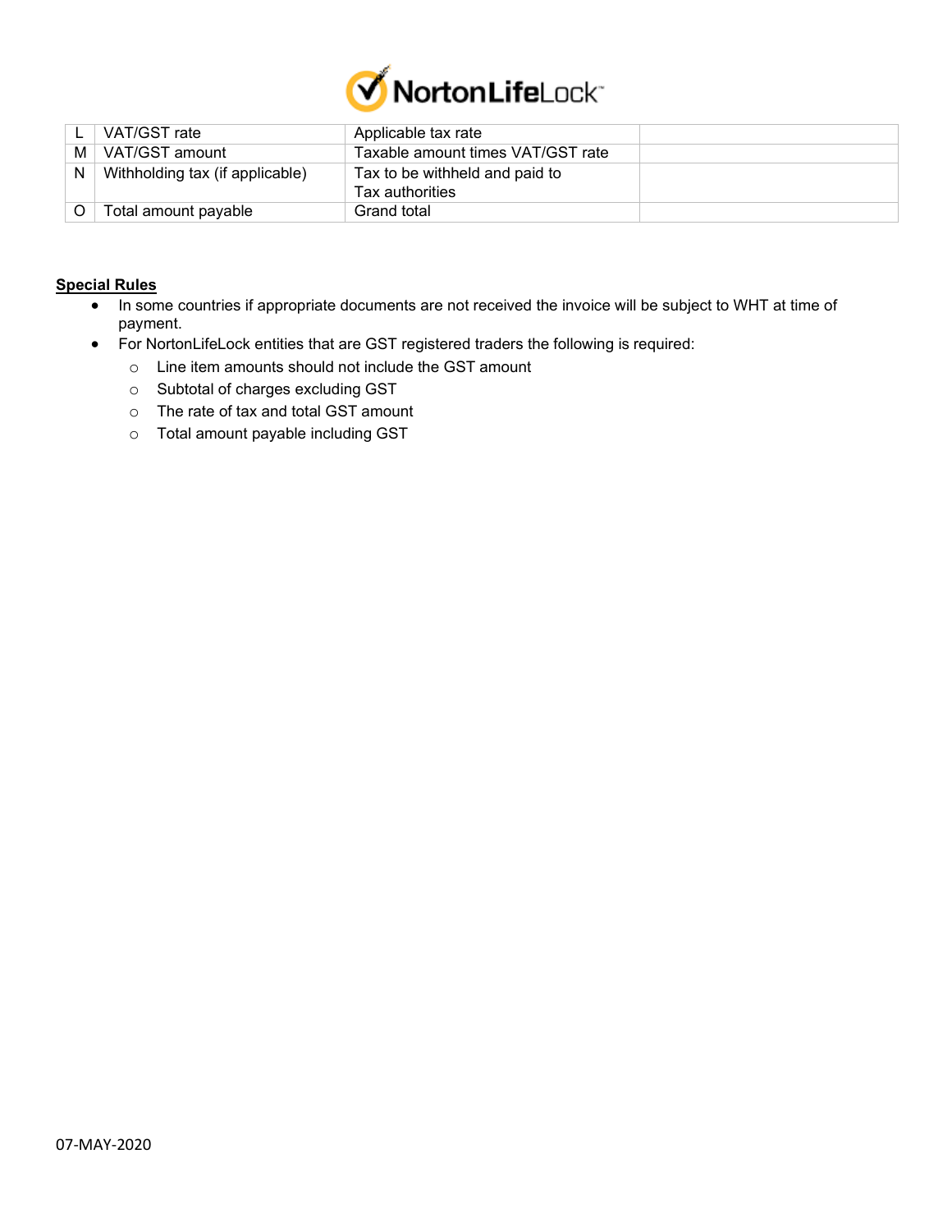| | | | |
|---|---|---|---|
| L | VAT/GST rate | Applicable tax rate | |
| M | VAT/GST amount | Taxable amount times VAT/GST rate | |
| N | Withholding tax (if applicable) | Tax to be withheld and paid to Tax authorities | |
| O | Total amount payable | Grand total | |

**Special Rules**

- In some countries if appropriate documents are not received the invoice will be subject to WHT at time of payment.
- For NortonLifeLock entities that are GST registered traders the following is required:
  - Line item amounts should not include the GST amount
  - Subtotal of charges excluding GST
  - The rate of tax and total GST amount
  - Total amount payable including GST

07-MAY-2020